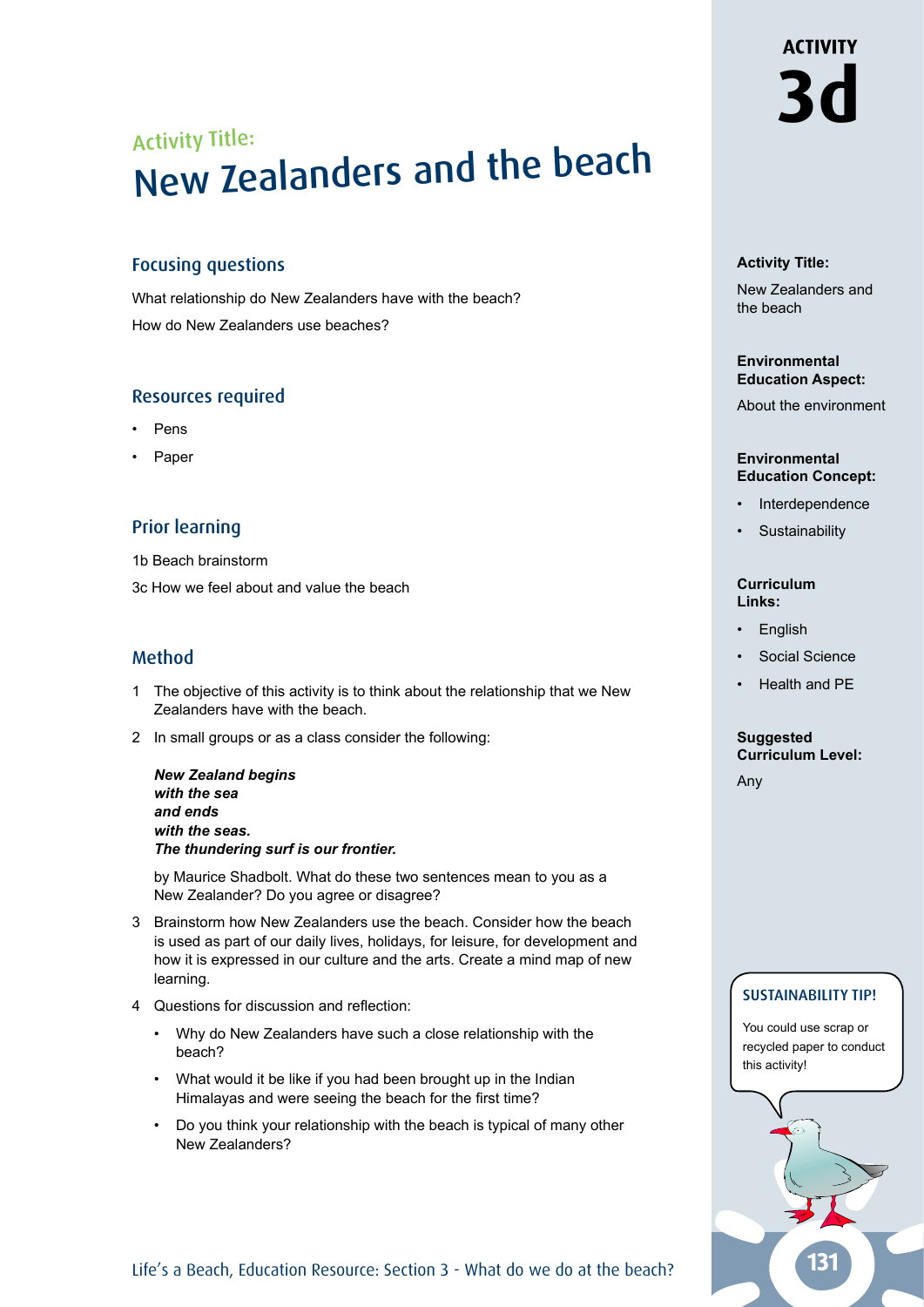# ACTIVITY 3d

## Activity Title:
# New Zealanders and the beach

### Focusing questions

What relationship do New Zealanders have with the beach?

How do New Zealanders use beaches?

### Resources required

- Pens
- Paper

### Prior learning

1b Beach brainstorm

3c How we feel about and value the beach

### Method

1 The objective of this activity is to think about the relationship that we New Zealanders have with the beach.

2 In small groups or as a class consider the following:

   ***New Zealand begins***
   ***with the sea***
   ***and ends***
   ***with the seas.***
   ***The thundering surf is our frontier.***

   by Maurice Shadbolt. What do these two sentences mean to you as a New Zealander? Do you agree or disagree?

3 Brainstorm how New Zealanders use the beach. Consider how the beach is used as part of our daily lives, holidays, for leisure, for development and how it is expressed in our culture and the arts. Create a mind map of new learning.

4 Questions for discussion and reflection:

   - Why do New Zealanders have such a close relationship with the beach?
   - What would it be like if you had been brought up in the Indian Himalayas and were seeing the beach for the first time?
   - Do you think your relationship with the beach is typical of many other New Zealanders?

**Activity Title:**

New Zealanders and the beach

**Environmental Education Aspect:**

About the environment

**Environmental Education Concept:**

- Interdependence
- Sustainability

**Curriculum Links:**

- English
- Social Science
- Health and PE

**Suggested Curriculum Level:**

Any

**SUSTAINABILITY TIP!**

You could use scrap or recycled paper to conduct this activity!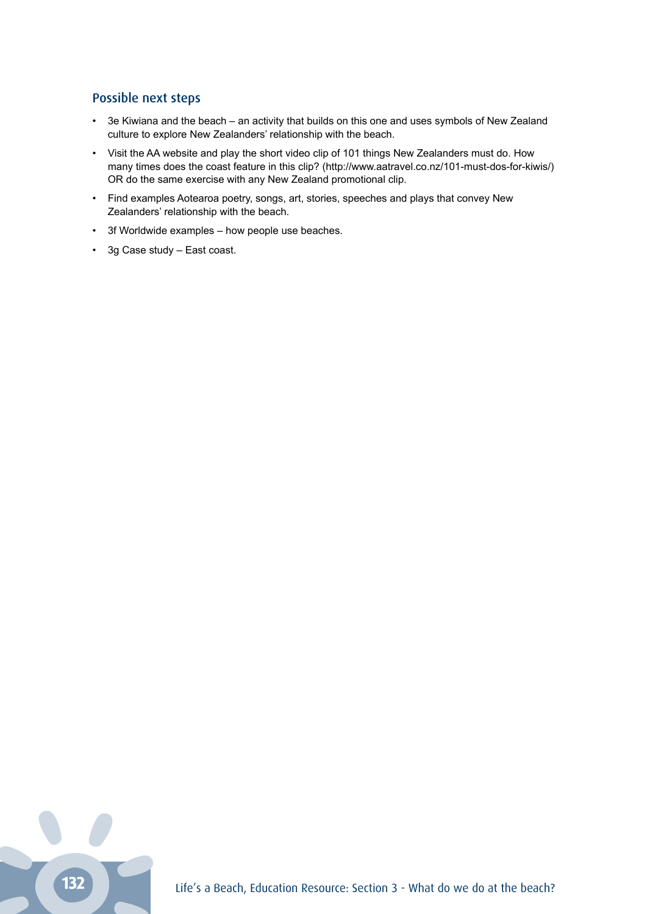## Possible next steps

- 3e Kiwiana and the beach – an activity that builds on this one and uses symbols of New Zealand culture to explore New Zealanders' relationship with the beach.
- Visit the AA website and play the short video clip of 101 things New Zealanders must do. How many times does the coast feature in this clip? (http://www.aatravel.co.nz/101-must-dos-for-kiwis/) OR do the same exercise with any New Zealand promotional clip.
- Find examples Aotearoa poetry, songs, art, stories, speeches and plays that convey New Zealanders' relationship with the beach.
- 3f Worldwide examples – how people use beaches.
- 3g Case study – East coast.